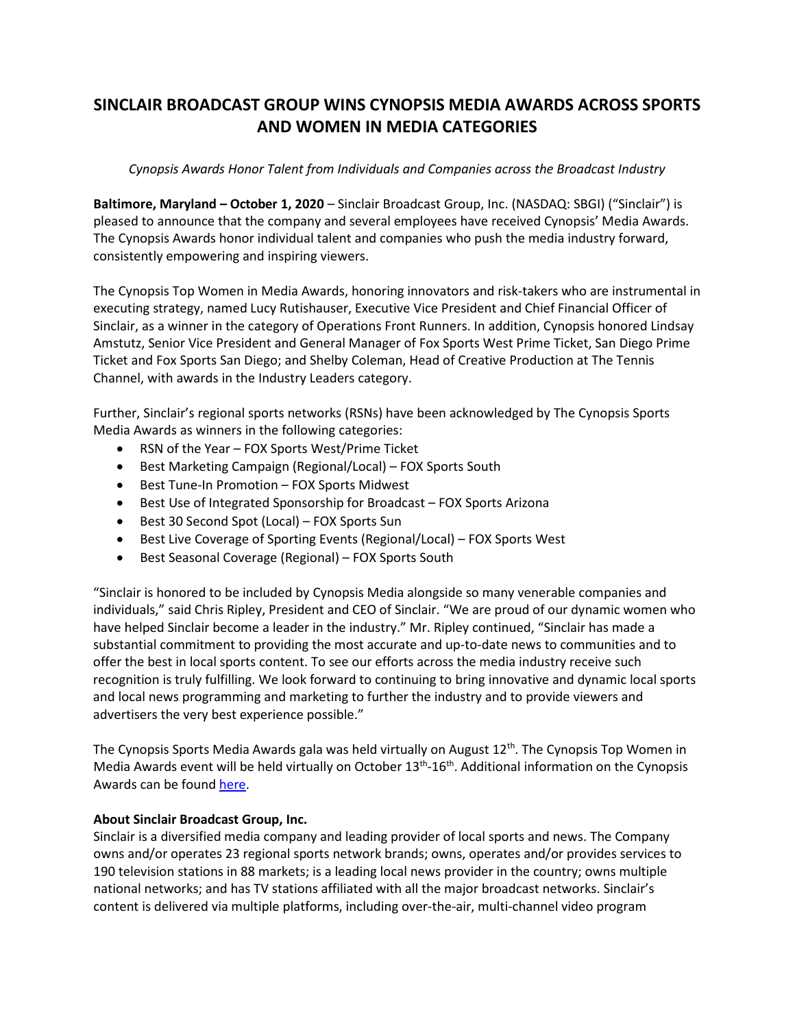# SINCLAIR BROADCAST GROUP WINS CYNOPSIS MEDIA AWARDS ACROSS SPORTS AND WOMEN IN MEDIA CATEGORIES

*Cynopsis Awards Honor Talent from Individuals and Companies across the Broadcast Industry*

**Baltimore, Maryland – October 1, 2020** – Sinclair Broadcast Group, Inc. (NASDAQ: SBGI) ("Sinclair") is pleased to announce that the company and several employees have received Cynopsis' Media Awards. The Cynopsis Awards honor individual talent and companies who push the media industry forward, consistently empowering and inspiring viewers.

The Cynopsis Top Women in Media Awards, honoring innovators and risk-takers who are instrumental in executing strategy, named Lucy Rutishauser, Executive Vice President and Chief Financial Officer of Sinclair, as a winner in the category of Operations Front Runners. In addition, Cynopsis honored Lindsay Amstutz, Senior Vice President and General Manager of Fox Sports West Prime Ticket, San Diego Prime Ticket and Fox Sports San Diego; and Shelby Coleman, Head of Creative Production at The Tennis Channel, with awards in the Industry Leaders category.

Further, Sinclair's regional sports networks (RSNs) have been acknowledged by The Cynopsis Sports Media Awards as winners in the following categories:

- RSN of the Year – FOX Sports West/Prime Ticket
- Best Marketing Campaign (Regional/Local) – FOX Sports South
- Best Tune-In Promotion – FOX Sports Midwest
- Best Use of Integrated Sponsorship for Broadcast – FOX Sports Arizona
- Best 30 Second Spot (Local) – FOX Sports Sun
- Best Live Coverage of Sporting Events (Regional/Local) – FOX Sports West
- Best Seasonal Coverage (Regional) – FOX Sports South

"Sinclair is honored to be included by Cynopsis Media alongside so many venerable companies and individuals," said Chris Ripley, President and CEO of Sinclair. "We are proud of our dynamic women who have helped Sinclair become a leader in the industry." Mr. Ripley continued, "Sinclair has made a substantial commitment to providing the most accurate and up-to-date news to communities and to offer the best in local sports content. To see our efforts across the media industry receive such recognition is truly fulfilling. We look forward to continuing to bring innovative and dynamic local sports and local news programming and marketing to further the industry and to provide viewers and advertisers the very best experience possible."

The Cynopsis Sports Media Awards gala was held virtually on August 12th. The Cynopsis Top Women in Media Awards event will be held virtually on October 13th-16th. Additional information on the Cynopsis Awards can be found here.

**About Sinclair Broadcast Group, Inc.**

Sinclair is a diversified media company and leading provider of local sports and news. The Company owns and/or operates 23 regional sports network brands; owns, operates and/or provides services to 190 television stations in 88 markets; is a leading local news provider in the country; owns multiple national networks; and has TV stations affiliated with all the major broadcast networks. Sinclair's content is delivered via multiple platforms, including over-the-air, multi-channel video program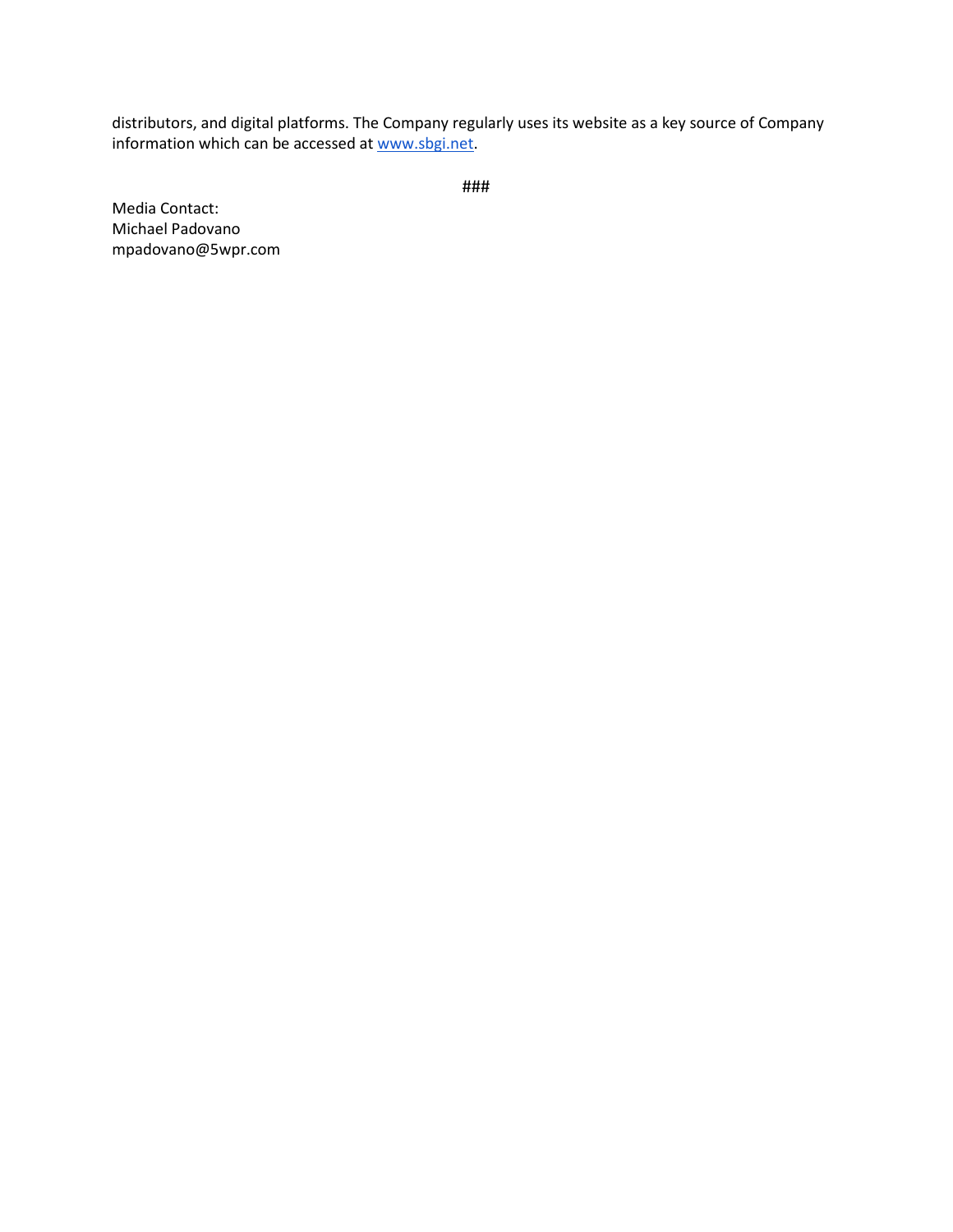distributors, and digital platforms. The Company regularly uses its website as a key source of Company information which can be accessed at www.sbgi.net.

###

Media Contact:
Michael Padovano
mpadovano@5wpr.com